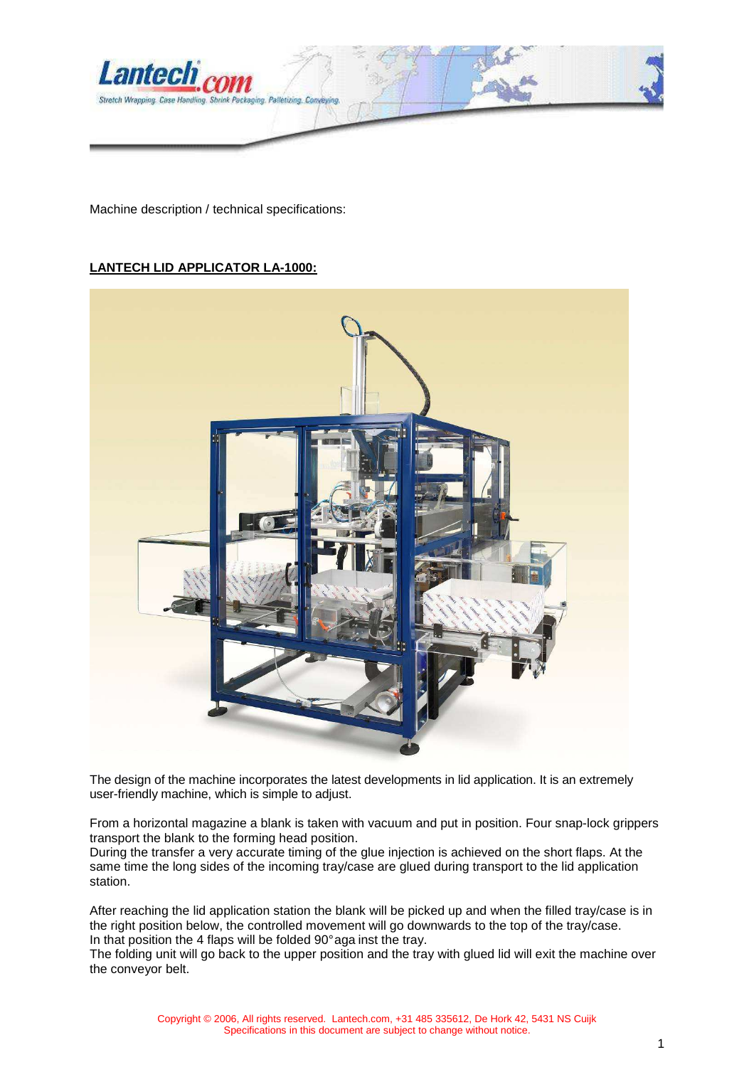Machine description / technical specifications:

**LANTECH LID APPLICATOR LA-1000:**

The design of the machine incorporates the latest developments in lid application. It is an extremely user-friendly machine, which is simple to adjust.

From a horizontal magazine a blank is taken with vacuum and put in position. Four snap-lock grippers transport the blank to the forming head position.
During the transfer a very accurate timing of the glue injection is achieved on the short flaps. At the same time the long sides of the incoming tray/case are glued during transport to the lid application station.

After reaching the lid application station the blank will be picked up and when the filled tray/case is in the right position below, the controlled movement will go downwards to the top of the tray/case.
In that position the 4 flaps will be folded 90° against the tray.
The folding unit will go back to the upper position and the tray with glued lid will exit the machine over the conveyor belt.

Copyright © 2006, All rights reserved. Lantech.com, +31 485 335612, De Hork 42, 5431 NS Cuijk
Specifications in this document are subject to change without notice.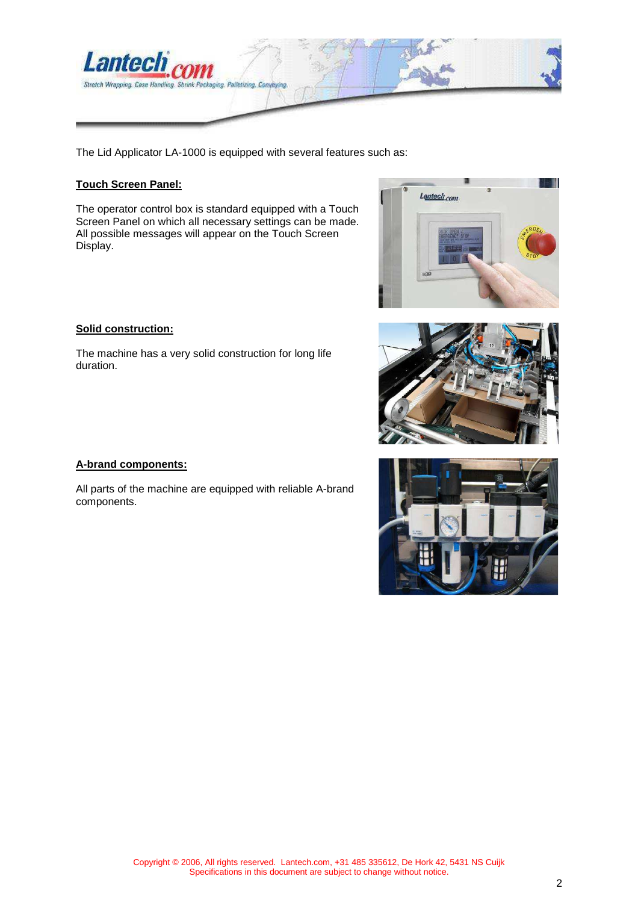The Lid Applicator LA-1000 is equipped with several features such as:

**Touch Screen Panel:**

The operator control box is standard equipped with a Touch Screen Panel on which all necessary settings can be made. All possible messages will appear on the Touch Screen Display.

**Solid construction:**

The machine has a very solid construction for long life duration.

**A-brand components:**

All parts of the machine are equipped with reliable A-brand components.

Copyright © 2006, All rights reserved. Lantech.com, +31 485 335612, De Hork 42, 5431 NS Cuijk
Specifications in this document are subject to change without notice.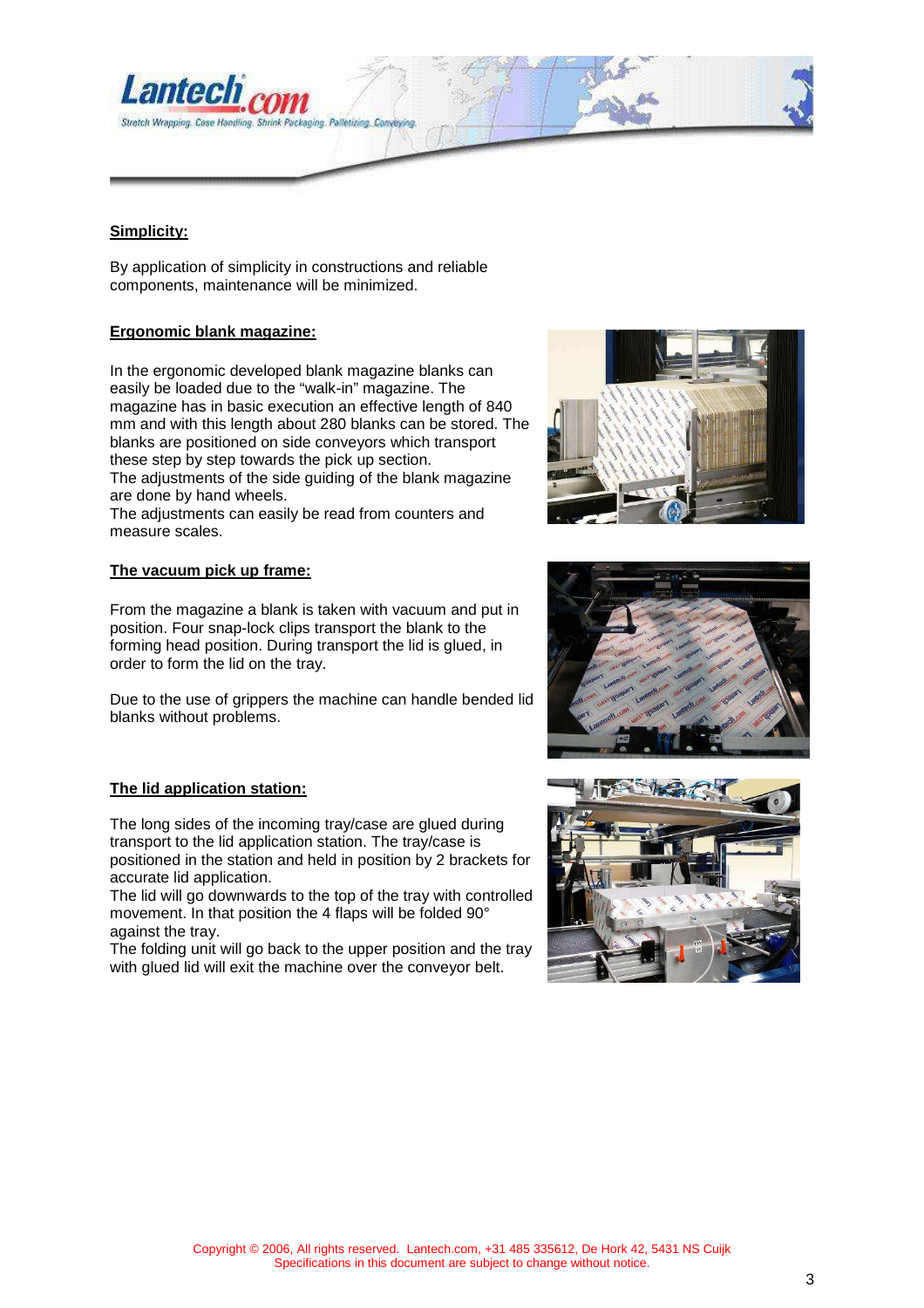**Simplicity:**

By application of simplicity in constructions and reliable components, maintenance will be minimized.

**Ergonomic blank magazine:**

In the ergonomic developed blank magazine blanks can easily be loaded due to the "walk-in" magazine. The magazine has in basic execution an effective length of 840 mm and with this length about 280 blanks can be stored. The blanks are positioned on side conveyors which transport these step by step towards the pick up section.
The adjustments of the side guiding of the blank magazine are done by hand wheels.
The adjustments can easily be read from counters and measure scales.

**The vacuum pick up frame:**

From the magazine a blank is taken with vacuum and put in position. Four snap-lock clips transport the blank to the forming head position. During transport the lid is glued, in order to form the lid on the tray.

Due to the use of grippers the machine can handle bended lid blanks without problems.

**The lid application station:**

The long sides of the incoming tray/case are glued during transport to the lid application station. The tray/case is positioned in the station and held in position by 2 brackets for accurate lid application.
The lid will go downwards to the top of the tray with controlled movement. In that position the 4 flaps will be folded 90° against the tray.
The folding unit will go back to the upper position and the tray with glued lid will exit the machine over the conveyor belt.

Copyright © 2006, All rights reserved. Lantech.com, +31 485 335612, De Hork 42, 5431 NS Cuijk
Specifications in this document are subject to change without notice.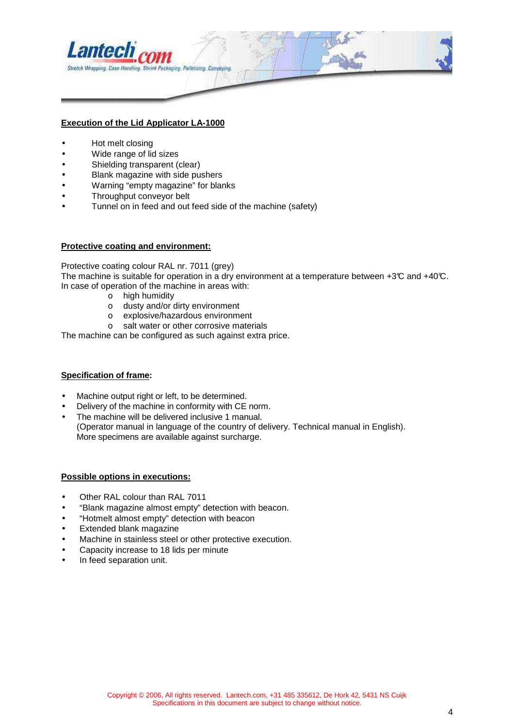## Execution of the Lid Applicator LA-1000

- Hot melt closing
- Wide range of lid sizes
- Shielding transparent (clear)
- Blank magazine with side pushers
- Warning “empty magazine” for blanks
- Throughput conveyor belt
- Tunnel on in feed and out feed side of the machine (safety)

## Protective coating and environment:

Protective coating colour RAL nr. 7011 (grey)
The machine is suitable for operation in a dry environment at a temperature between +3℃ and +40℃.
In case of operation of the machine in areas with:

- high humidity
- dusty and/or dirty environment
- explosive/hazardous environment
- salt water or other corrosive materials

The machine can be configured as such against extra price.

## Specification of frame:

- Machine output right or left, to be determined.
- Delivery of the machine in conformity with CE norm.
- The machine will be delivered inclusive 1 manual.
  (Operator manual in language of the country of delivery. Technical manual in English).
  More specimens are available against surcharge.

## Possible options in executions:

- Other RAL colour than RAL 7011
- “Blank magazine almost empty” detection with beacon.
- “Hotmelt almost empty” detection with beacon
- Extended blank magazine
- Machine in stainless steel or other protective execution.
- Capacity increase to 18 lids per minute
- In feed separation unit.

Copyright © 2006, All rights reserved. Lantech.com, +31 485 335612, De Hork 42, 5431 NS Cuijk
Specifications in this document are subject to change without notice.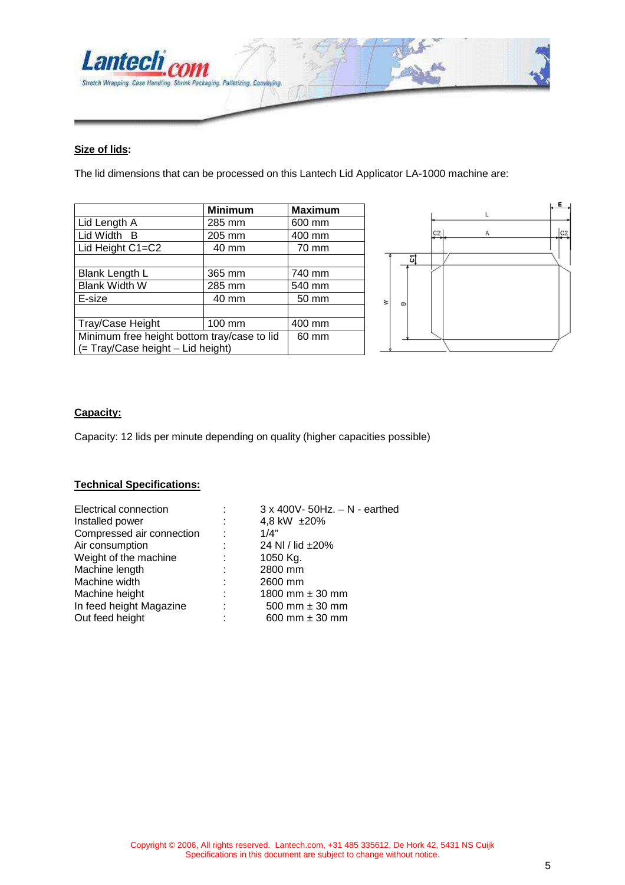**Size of lids:**

The lid dimensions that can be processed on this Lantech Lid Applicator LA-1000 machine are:

| | **Minimum** | **Maximum** |
|---|---|---|
| Lid Length A | 285 mm | 600 mm |
| Lid Width B | 205 mm | 400 mm |
| Lid Height C1=C2 | 40 mm | 70 mm |
| | | |
| Blank Length L | 365 mm | 740 mm |
| Blank Width W | 285 mm | 540 mm |
| E-size | 40 mm | 50 mm |
| | | |
| Tray/Case Height | 100 mm | 400 mm |
| Minimum free height bottom tray/case to lid (= Tray/Case height – Lid height) | | 60 mm |

**Capacity:**

Capacity: 12 lids per minute depending on quality (higher capacities possible)

**Technical Specifications:**

| | | |
|---|---|---|
| Electrical connection | : | 3 x 400V- 50Hz. – N - earthed |
| Installed power | : | 4,8 kW ±20% |
| Compressed air connection | : | 1/4" |
| Air consumption | : | 24 Nl / lid ±20% |
| Weight of the machine | : | 1050 Kg. |
| Machine length | : | 2800 mm |
| Machine width | : | 2600 mm |
| Machine height | : | 1800 mm ± 30 mm |
| In feed height Magazine | : | 500 mm ± 30 mm |
| Out feed height | : | 600 mm ± 30 mm |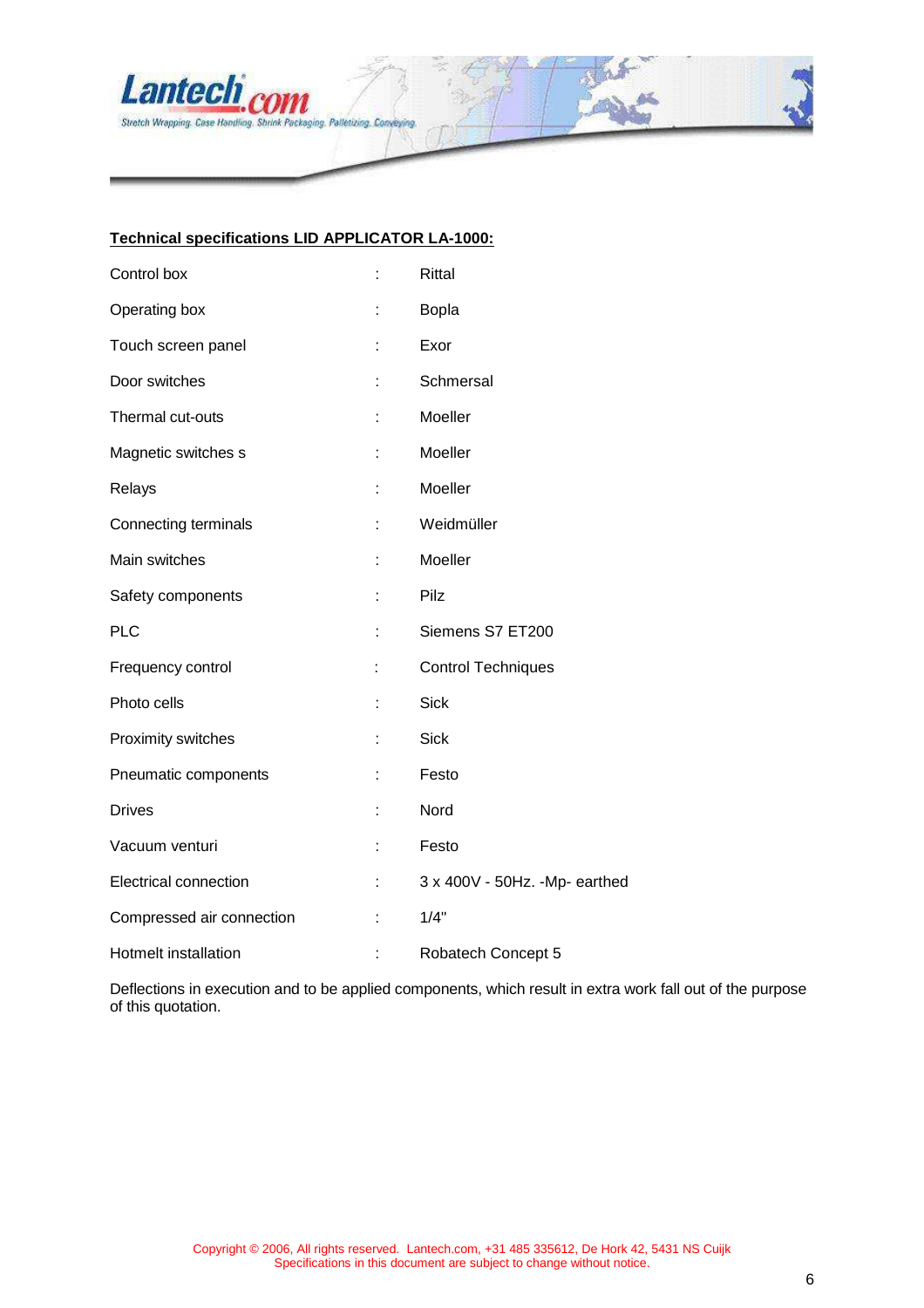**Technical specifications LID APPLICATOR LA-1000:**

| | | |
|---|---|---|
| Control box | : | Rittal |
| Operating box | : | Bopla |
| Touch screen panel | : | Exor |
| Door switches | : | Schmersal |
| Thermal cut-outs | : | Moeller |
| Magnetic switches s | : | Moeller |
| Relays | : | Moeller |
| Connecting terminals | : | Weidmüller |
| Main switches | : | Moeller |
| Safety components | : | Pilz |
| PLC | : | Siemens S7 ET200 |
| Frequency control | : | Control Techniques |
| Photo cells | : | Sick |
| Proximity switches | : | Sick |
| Pneumatic components | : | Festo |
| Drives | : | Nord |
| Vacuum venturi | : | Festo |
| Electrical connection | : | 3 x 400V - 50Hz. -Mp- earthed |
| Compressed air connection | : | 1/4" |
| Hotmelt installation | : | Robatech Concept 5 |

Deflections in execution and to be applied components, which result in extra work fall out of the purpose of this quotation.